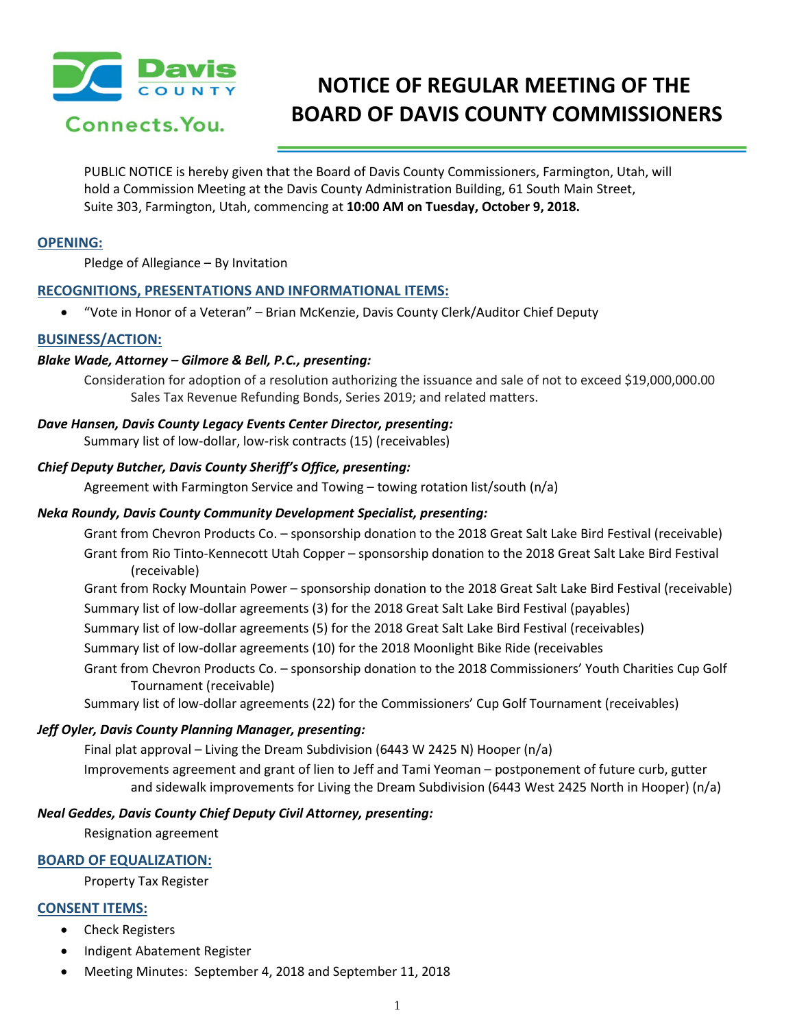# NOTICE OF REGULAR MEETING OF THE BOARD OF DAVIS COUNTY COMMISSIONERS

PUBLIC NOTICE is hereby given that the Board of Davis County Commissioners, Farmington, Utah, will hold a Commission Meeting at the Davis County Administration Building, 61 South Main Street, Suite 303, Farmington, Utah, commencing at **10:00 AM on Tuesday, October 9, 2018.**

## OPENING:

Pledge of Allegiance – By Invitation

## RECOGNITIONS, PRESENTATIONS AND INFORMATIONAL ITEMS:

- "Vote in Honor of a Veteran" – Brian McKenzie, Davis County Clerk/Auditor Chief Deputy

## BUSINESS/ACTION:

***Blake Wade, Attorney – Gilmore & Bell, P.C., presenting:***

Consideration for adoption of a resolution authorizing the issuance and sale of not to exceed $19,000,000.00 Sales Tax Revenue Refunding Bonds, Series 2019; and related matters.

***Dave Hansen, Davis County Legacy Events Center Director, presenting:***

Summary list of low-dollar, low-risk contracts (15) (receivables)

***Chief Deputy Butcher, Davis County Sheriff's Office, presenting:***

Agreement with Farmington Service and Towing – towing rotation list/south (n/a)

***Neka Roundy, Davis County Community Development Specialist, presenting:***

Grant from Chevron Products Co. – sponsorship donation to the 2018 Great Salt Lake Bird Festival (receivable)

Grant from Rio Tinto-Kennecott Utah Copper – sponsorship donation to the 2018 Great Salt Lake Bird Festival (receivable)

Grant from Rocky Mountain Power – sponsorship donation to the 2018 Great Salt Lake Bird Festival (receivable)

Summary list of low-dollar agreements (3) for the 2018 Great Salt Lake Bird Festival (payables)

Summary list of low-dollar agreements (5) for the 2018 Great Salt Lake Bird Festival (receivables)

Summary list of low-dollar agreements (10) for the 2018 Moonlight Bike Ride (receivables

Grant from Chevron Products Co. – sponsorship donation to the 2018 Commissioners' Youth Charities Cup Golf Tournament (receivable)

Summary list of low-dollar agreements (22) for the Commissioners' Cup Golf Tournament (receivables)

***Jeff Oyler, Davis County Planning Manager, presenting:***

Final plat approval – Living the Dream Subdivision (6443 W 2425 N) Hooper (n/a)

Improvements agreement and grant of lien to Jeff and Tami Yeoman – postponement of future curb, gutter and sidewalk improvements for Living the Dream Subdivision (6443 West 2425 North in Hooper) (n/a)

***Neal Geddes, Davis County Chief Deputy Civil Attorney, presenting:***

Resignation agreement

## BOARD OF EQUALIZATION:

Property Tax Register

## CONSENT ITEMS:

- Check Registers
- Indigent Abatement Register
- Meeting Minutes: September 4, 2018 and September 11, 2018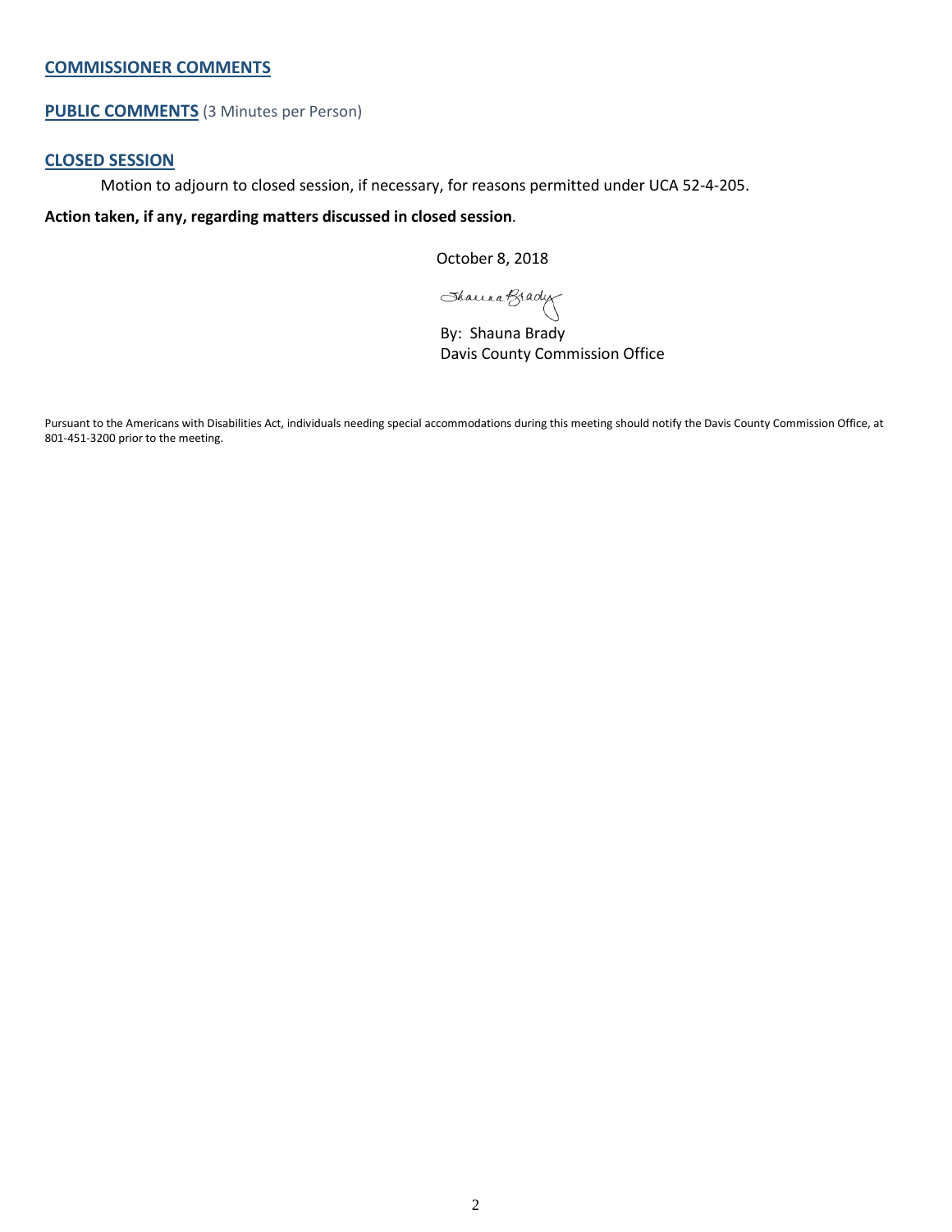## COMMISSIONER COMMENTS

## PUBLIC COMMENTS (3 Minutes per Person)

## CLOSED SESSION

Motion to adjourn to closed session, if necessary, for reasons permitted under UCA 52-4-205.

**Action taken, if any, regarding matters discussed in closed session**.

October 8, 2018

Shauna Brady

By: Shauna Brady
Davis County Commission Office

Pursuant to the Americans with Disabilities Act, individuals needing special accommodations during this meeting should notify the Davis County Commission Office, at 801-451-3200 prior to the meeting.